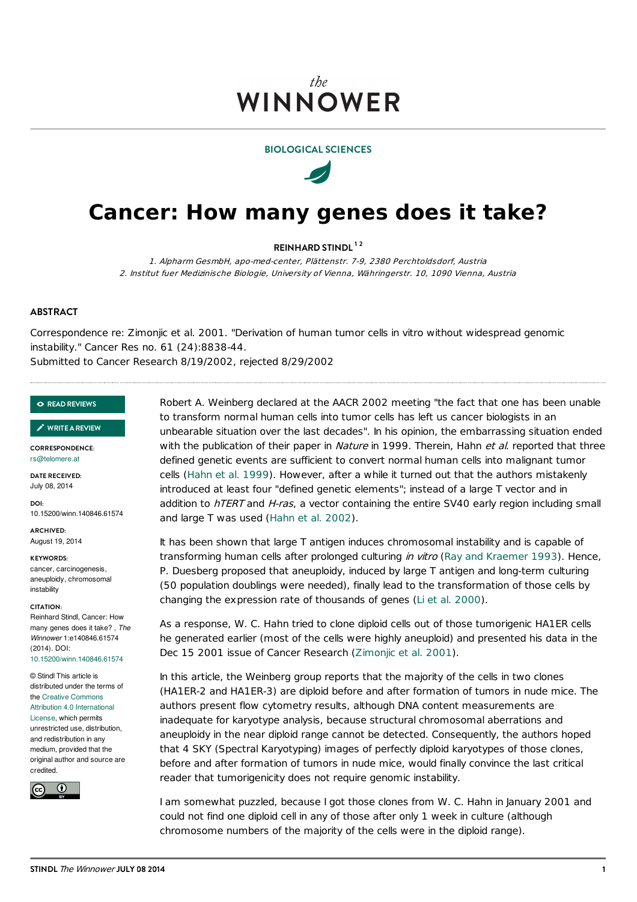the
WINNOWER

BIOLOGICAL SCIENCES

# Cancer: How many genes does it take?

**REINHARD STINDL** [1 2]

1. *Alpharm GesmbH, apo-med-center, Plättenstr. 7-9, 2380 Perchtoldsdorf, Austria*
2. *Institut fuer Medizinische Biologie, University of Vienna, Währingerstr. 10, 1090 Vienna, Austria*

## ABSTRACT

Correspondence re: Zimonjic et al. 2001. "Derivation of human tumor cells in vitro without widespread genomic instability." Cancer Res no. 61 (24):8838-44.
Submitted to Cancer Research 8/19/2002, rejected 8/29/2002

READ REVIEWS

WRITE A REVIEW

**CORRESPONDENCE:**
rs@telomere.at

**DATE RECEIVED:**
July 08, 2014

**DOI:**
10.15200/winn.140846.61574

**ARCHIVED:**
August 19, 2014

**KEYWORDS:**
cancer, carcinogenesis, aneuploidy, chromosomal instability

**CITATION:**
Reinhard Stindl, Cancer: How many genes does it take? , *The Winnower* 1:e140846.61574 (2014). DOI: 10.15200/winn.140846.61574

© Stindl This article is distributed under the terms of the Creative Commons Attribution 4.0 International License, which permits unrestricted use, distribution, and redistribution in any medium, provided that the original author and source are credited.

Robert A. Weinberg declared at the AACR 2002 meeting "the fact that one has been unable to transform normal human cells into tumor cells has left us cancer biologists in an unbearable situation over the last decades". In his opinion, the embarrassing situation ended with the publication of their paper in *Nature* in 1999. Therein, Hahn *et al.* reported that three defined genetic events are sufficient to convert normal human cells into malignant tumor cells (Hahn et al. 1999). However, after a while it turned out that the authors mistakenly introduced at least four "defined genetic elements"; instead of a large T vector and in addition to *hTERT* and *H-ras*, a vector containing the entire SV40 early region including small and large T was used (Hahn et al. 2002).

It has been shown that large T antigen induces chromosomal instability and is capable of transforming human cells after prolonged culturing *in vitro* (Ray and Kraemer 1993). Hence, P. Duesberg proposed that aneuploidy, induced by large T antigen and long-term culturing (50 population doublings were needed), finally lead to the transformation of those cells by changing the expression rate of thousands of genes (Li et al. 2000).

As a response, W. C. Hahn tried to clone diploid cells out of those tumorigenic HA1ER cells he generated earlier (most of the cells were highly aneuploid) and presented his data in the Dec 15 2001 issue of Cancer Research (Zimonjic et al. 2001).

In this article, the Weinberg group reports that the majority of the cells in two clones (HA1ER-2 and HA1ER-3) are diploid before and after formation of tumors in nude mice. The authors present flow cytometry results, although DNA content measurements are inadequate for karyotype analysis, because structural chromosomal aberrations and aneuploidy in the near diploid range cannot be detected. Consequently, the authors hoped that 4 SKY (Spectral Karyotyping) images of perfectly diploid karyotypes of those clones, before and after formation of tumors in nude mice, would finally convince the last critical reader that tumorigenicity does not require genomic instability.

I am somewhat puzzled, because I got those clones from W. C. Hahn in January 2001 and could not find one diploid cell in any of those after only 1 week in culture (although chromosome numbers of the majority of the cells were in the diploid range).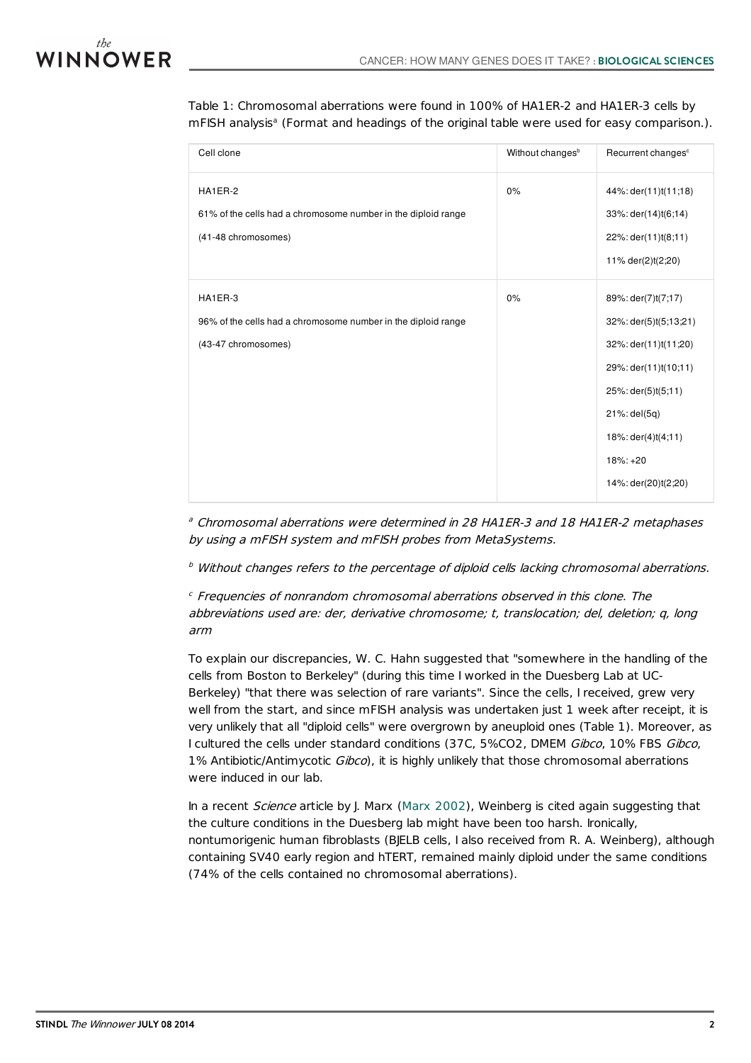Table 1: Chromosomal aberrations were found in 100% of HA1ER-2 and HA1ER-3 cells by mFISH analysis[a] (Format and headings of the original table were used for easy comparison.).

| Cell clone | Without changes[b] | Recurrent changes[c] |
|---|---|---|
| HA1ER-2<br>61% of the cells had a chromosome number in the diploid range<br>(41-48 chromosomes) | 0% | 44%: der(11)t(11;18)<br>33%: der(14)t(6;14)<br>22%: der(11)t(8;11)<br>11% der(2)t(2;20) |
| HA1ER-3<br>96% of the cells had a chromosome number in the diploid range<br>(43-47 chromosomes) | 0% | 89%: der(7)t(7;17)<br>32%: der(5)t(5;13;21)<br>32%: der(11)t(11;20)<br>29%: der(11)t(10;11)<br>25%: der(5)t(5;11)<br>21%: del(5q)<br>18%: der(4)t(4;11)<br>18%: +20<br>14%: der(20)t(2;20) |

[a] *Chromosomal aberrations were determined in 28 HA1ER-3 and 18 HA1ER-2 metaphases by using a mFISH system and mFISH probes from MetaSystems.*

[b] *Without changes refers to the percentage of diploid cells lacking chromosomal aberrations.*

[c] *Frequencies of nonrandom chromosomal aberrations observed in this clone. The abbreviations used are: der, derivative chromosome; t, translocation; del, deletion; q, long arm*

To explain our discrepancies, W. C. Hahn suggested that "somewhere in the handling of the cells from Boston to Berkeley" (during this time I worked in the Duesberg Lab at UC-Berkeley) "that there was selection of rare variants". Since the cells, I received, grew very well from the start, and since mFISH analysis was undertaken just 1 week after receipt, it is very unlikely that all "diploid cells" were overgrown by aneuploid ones (Table 1). Moreover, as I cultured the cells under standard conditions (37C, 5%CO2, DMEM *Gibco*, 10% FBS *Gibco*, 1% Antibiotic/Antimycotic *Gibco*), it is highly unlikely that those chromosomal aberrations were induced in our lab.

In a recent *Science* article by J. Marx (Marx 2002), Weinberg is cited again suggesting that the culture conditions in the Duesberg lab might have been too harsh. Ironically, nontumorigenic human fibroblasts (BJELB cells, I also received from R. A. Weinberg), although containing SV40 early region and hTERT, remained mainly diploid under the same conditions (74% of the cells contained no chromosomal aberrations).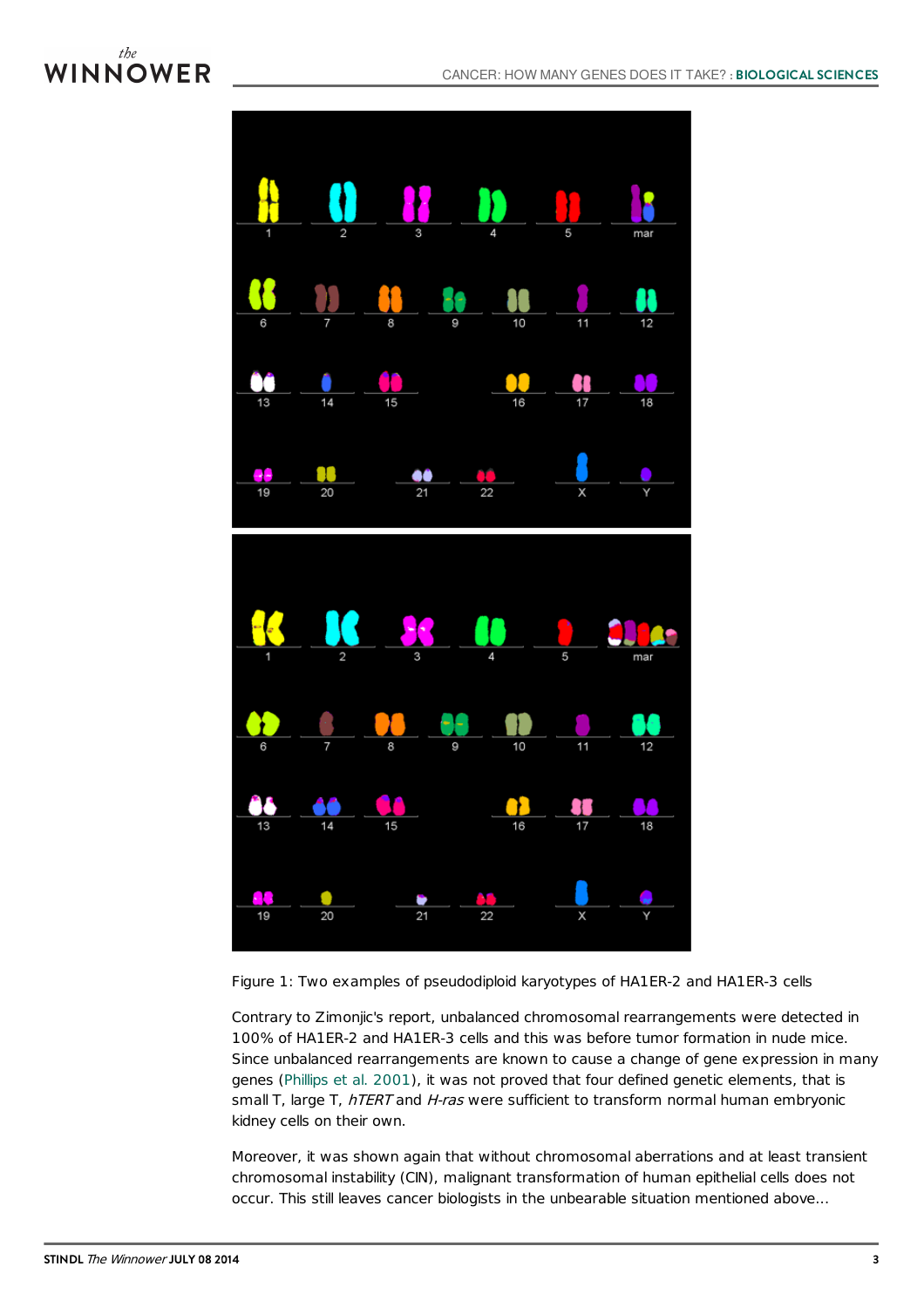Figure 1: Two examples of pseudodiploid karyotypes of HA1ER-2 and HA1ER-3 cells

Contrary to Zimonjic's report, unbalanced chromosomal rearrangements were detected in 100% of HA1ER-2 and HA1ER-3 cells and this was before tumor formation in nude mice. Since unbalanced rearrangements are known to cause a change of gene expression in many genes (Phillips et al. 2001), it was not proved that four defined genetic elements, that is small T, large T, *hTERT* and *H-ras* were sufficient to transform normal human embryonic kidney cells on their own.

Moreover, it was shown again that without chromosomal aberrations and at least transient chromosomal instability (CIN), malignant transformation of human epithelial cells does not occur. This still leaves cancer biologists in the unbearable situation mentioned above...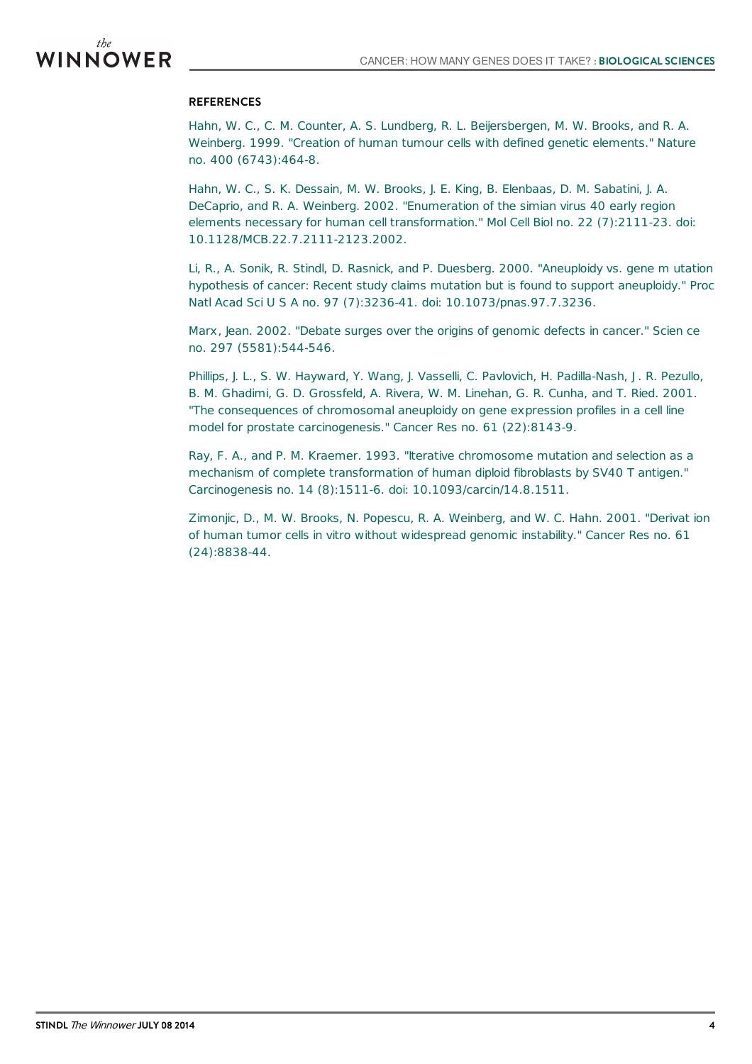#### REFERENCES

Hahn, W. C., C. M. Counter, A. S. Lundberg, R. L. Beijersbergen, M. W. Brooks, and R. A. Weinberg. 1999. "Creation of human tumour cells with defined genetic elements." Nature no. 400 (6743):464-8.

Hahn, W. C., S. K. Dessain, M. W. Brooks, J. E. King, B. Elenbaas, D. M. Sabatini, J. A. DeCaprio, and R. A. Weinberg. 2002. "Enumeration of the simian virus 40 early region elements necessary for human cell transformation." Mol Cell Biol no. 22 (7):2111-23. doi: 10.1128/MCB.22.7.2111-2123.2002.

Li, R., A. Sonik, R. Stindl, D. Rasnick, and P. Duesberg. 2000. "Aneuploidy vs. gene m utation hypothesis of cancer: Recent study claims mutation but is found to support aneuploidy." Proc Natl Acad Sci U S A no. 97 (7):3236-41. doi: 10.1073/pnas.97.7.3236.

Marx, Jean. 2002. "Debate surges over the origins of genomic defects in cancer." Scien ce no. 297 (5581):544-546.

Phillips, J. L., S. W. Hayward, Y. Wang, J. Vasselli, C. Pavlovich, H. Padilla-Nash, J . R. Pezullo, B. M. Ghadimi, G. D. Grossfeld, A. Rivera, W. M. Linehan, G. R. Cunha, and T. Ried. 2001. "The consequences of chromosomal aneuploidy on gene expression profiles in a cell line model for prostate carcinogenesis." Cancer Res no. 61 (22):8143-9.

Ray, F. A., and P. M. Kraemer. 1993. "Iterative chromosome mutation and selection as a mechanism of complete transformation of human diploid fibroblasts by SV40 T antigen." Carcinogenesis no. 14 (8):1511-6. doi: 10.1093/carcin/14.8.1511.

Zimonjic, D., M. W. Brooks, N. Popescu, R. A. Weinberg, and W. C. Hahn. 2001. "Derivat ion of human tumor cells in vitro without widespread genomic instability." Cancer Res no. 61 (24):8838-44.